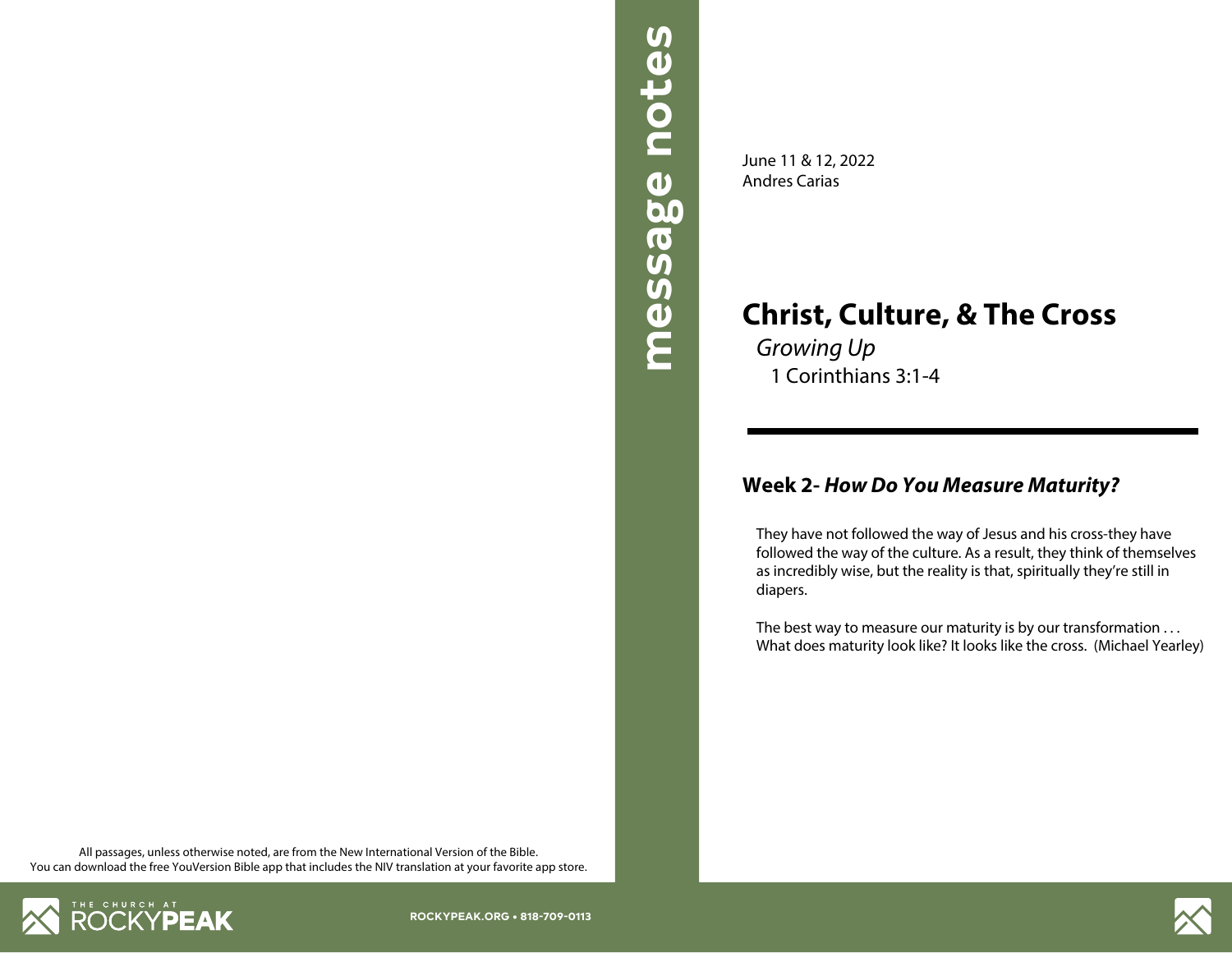message notes

June 11 & 12, 2022
Andres Carias

# Christ, Culture, & The Cross

*Growing Up*

1 Corinthians 3:1-4

---

## Week 2- *How Do You Measure Maturity?*

They have not followed the way of Jesus and his cross-they have followed the way of the culture. As a result, they think of themselves as incredibly wise, but the reality is that, spiritually they're still in diapers.

The best way to measure our maturity is by our transformation . . . What does maturity look like? It looks like the cross. (Michael Yearley)

All passages, unless otherwise noted, are from the New International Version of the Bible.
You can download the free YouVersion Bible app that includes the NIV translation at your favorite app store.

THE CHURCH AT ROCKYPEAK

ROCKYPEAK.ORG • 818-709-0113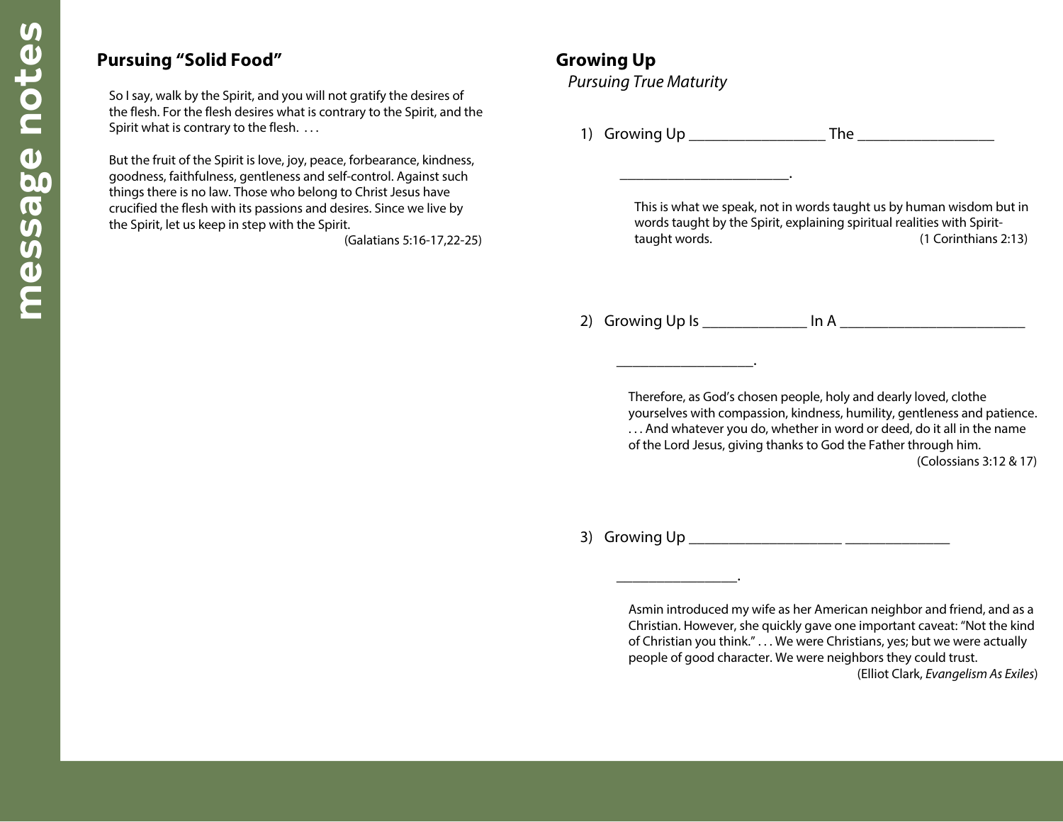message notes

## Pursuing "Solid Food"

So I say, walk by the Spirit, and you will not gratify the desires of the flesh. For the flesh desires what is contrary to the Spirit, and the Spirit what is contrary to the flesh. . . .

But the fruit of the Spirit is love, joy, peace, forbearance, kindness, goodness, faithfulness, gentleness and self-control. Against such things there is no law. Those who belong to Christ Jesus have crucified the flesh with its passions and desires. Since we live by the Spirit, let us keep in step with the Spirit.
(Galatians 5:16-17,22-25)

## Growing Up

*Pursuing True Maturity*

1) Growing Up ___________________ The ___________________ ________________________.

> This is what we speak, not in words taught us by human wisdom but in words taught by the Spirit, explaining spiritual realities with Spirit-taught words. (1 Corinthians 2:13)

2) Growing Up Is ______________ In A _________________________ ___________________.

> Therefore, as God's chosen people, holy and dearly loved, clothe yourselves with compassion, kindness, humility, gentleness and patience. . . . And whatever you do, whether in word or deed, do it all in the name of the Lord Jesus, giving thanks to God the Father through him.
> (Colossians 3:12 & 17)

3) Growing Up _____________________ ______________ _________________.

> Asmin introduced my wife as her American neighbor and friend, and as a Christian. However, she quickly gave one important caveat: "Not the kind of Christian you think." . . . We were Christians, yes; but we were actually people of good character. We were neighbors they could trust.
> (Elliot Clark, *Evangelism As Exiles*)